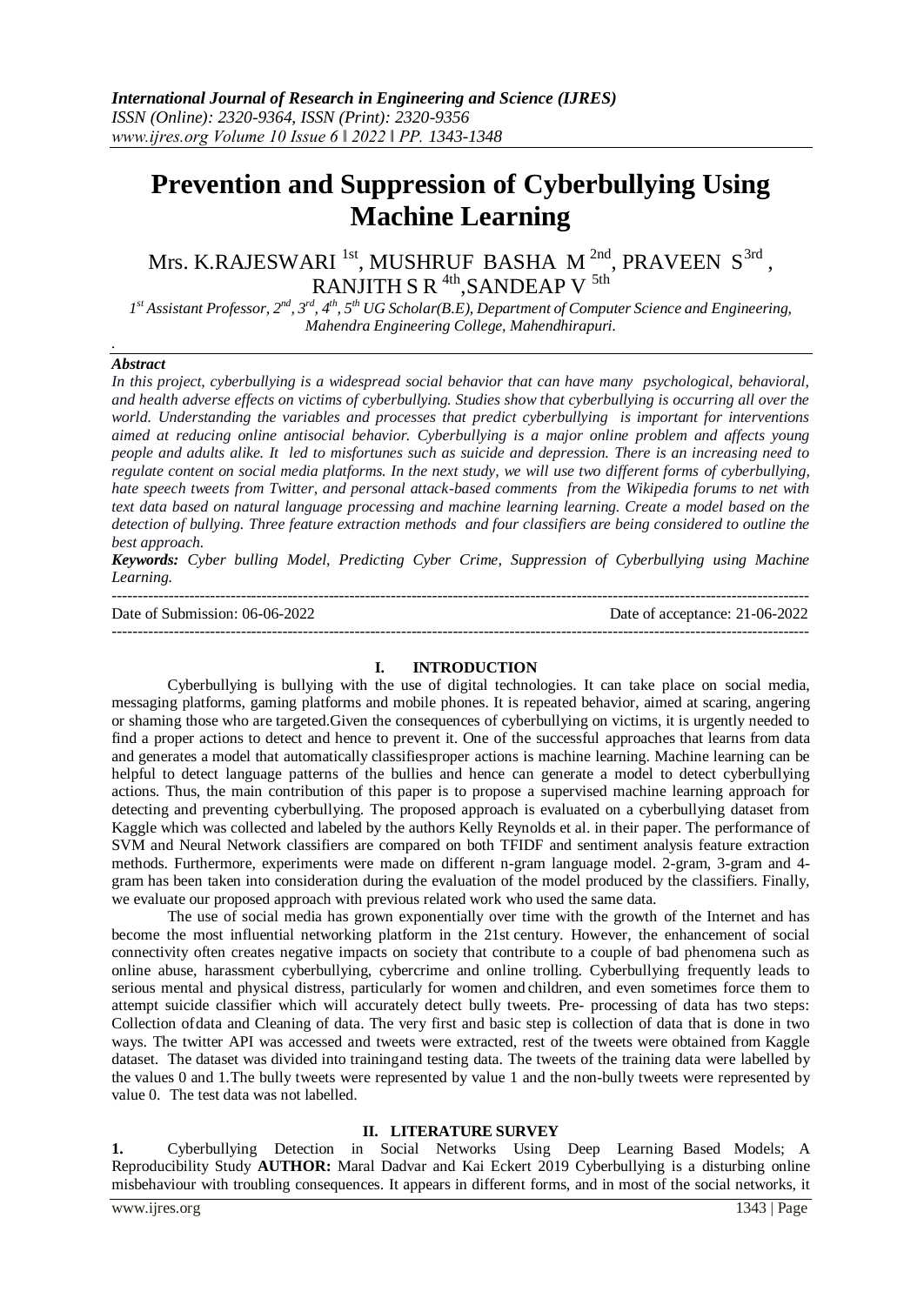# Prevention and Suppression of Cyberbullying Using Machine Learning

Mrs. K.RAJESWARI [1st], MUSHRUF BASHA M [2nd], PRAVEEN S [3rd], RANJITH S R [4th], SANDEAP V [5th]

[1st] Assistant Professor, [2nd], [3rd], [4th], [5th] UG Scholar(B.E), Department of Computer Science and Engineering, Mahendra Engineering College, Mahendhirapuri.

***Abstract***

*In this project, cyberbullying is a widespread social behavior that can have many psychological, behavioral, and health adverse effects on victims of cyberbullying. Studies show that cyberbullying is occurring all over the world. Understanding the variables and processes that predict cyberbullying is important for interventions aimed at reducing online antisocial behavior. Cyberbullying is a major online problem and affects young people and adults alike. It led to misfortunes such as suicide and depression. There is an increasing need to regulate content on social media platforms. In the next study, we will use two different forms of cyberbullying, hate speech tweets from Twitter, and personal attack-based comments from the Wikipedia forums to net with text data based on natural language processing and machine learning learning. Create a model based on the detection of bullying. Three feature extraction methods and four classifiers are being considered to outline the best approach.*

***Keywords:*** *Cyber bulling Model, Predicting Cyber Crime, Suppression of Cyberbullying using Machine Learning.*

---

Date of Submission: 06-06-2022 Date of acceptance: 21-06-2022

---

## I. INTRODUCTION

Cyberbullying is bullying with the use of digital technologies. It can take place on social media, messaging platforms, gaming platforms and mobile phones. It is repeated behavior, aimed at scaring, angering or shaming those who are targeted.Given the consequences of cyberbullying on victims, it is urgently needed to find a proper actions to detect and hence to prevent it. One of the successful approaches that learns from data and generates a model that automatically classifiesproper actions is machine learning. Machine learning can be helpful to detect language patterns of the bullies and hence can generate a model to detect cyberbullying actions. Thus, the main contribution of this paper is to propose a supervised machine learning approach for detecting and preventing cyberbullying. The proposed approach is evaluated on a cyberbullying dataset from Kaggle which was collected and labeled by the authors Kelly Reynolds et al. in their paper. The performance of SVM and Neural Network classifiers are compared on both TFIDF and sentiment analysis feature extraction methods. Furthermore, experiments were made on different n-gram language model. 2-gram, 3-gram and 4-gram has been taken into consideration during the evaluation of the model produced by the classifiers. Finally, we evaluate our proposed approach with previous related work who used the same data.

The use of social media has grown exponentially over time with the growth of the Internet and has become the most influential networking platform in the 21st century. However, the enhancement of social connectivity often creates negative impacts on society that contribute to a couple of bad phenomena such as online abuse, harassment cyberbullying, cybercrime and online trolling. Cyberbullying frequently leads to serious mental and physical distress, particularly for women and children, and even sometimes force them to attempt suicide classifier which will accurately detect bully tweets. Pre- processing of data has two steps: Collection ofdata and Cleaning of data. The very first and basic step is collection of data that is done in two ways. The twitter API was accessed and tweets were extracted, rest of the tweets were obtained from Kaggle dataset. The dataset was divided into trainingand testing data. The tweets of the training data were labelled by the values 0 and 1.The bully tweets were represented by value 1 and the non-bully tweets were represented by value 0. The test data was not labelled.

## II. LITERATURE SURVEY

**1.** Cyberbullying Detection in Social Networks Using Deep Learning Based Models; A Reproducibility Study **AUTHOR:** Maral Dadvar and Kai Eckert 2019 Cyberbullying is a disturbing online misbehaviour with troubling consequences. It appears in different forms, and in most of the social networks, it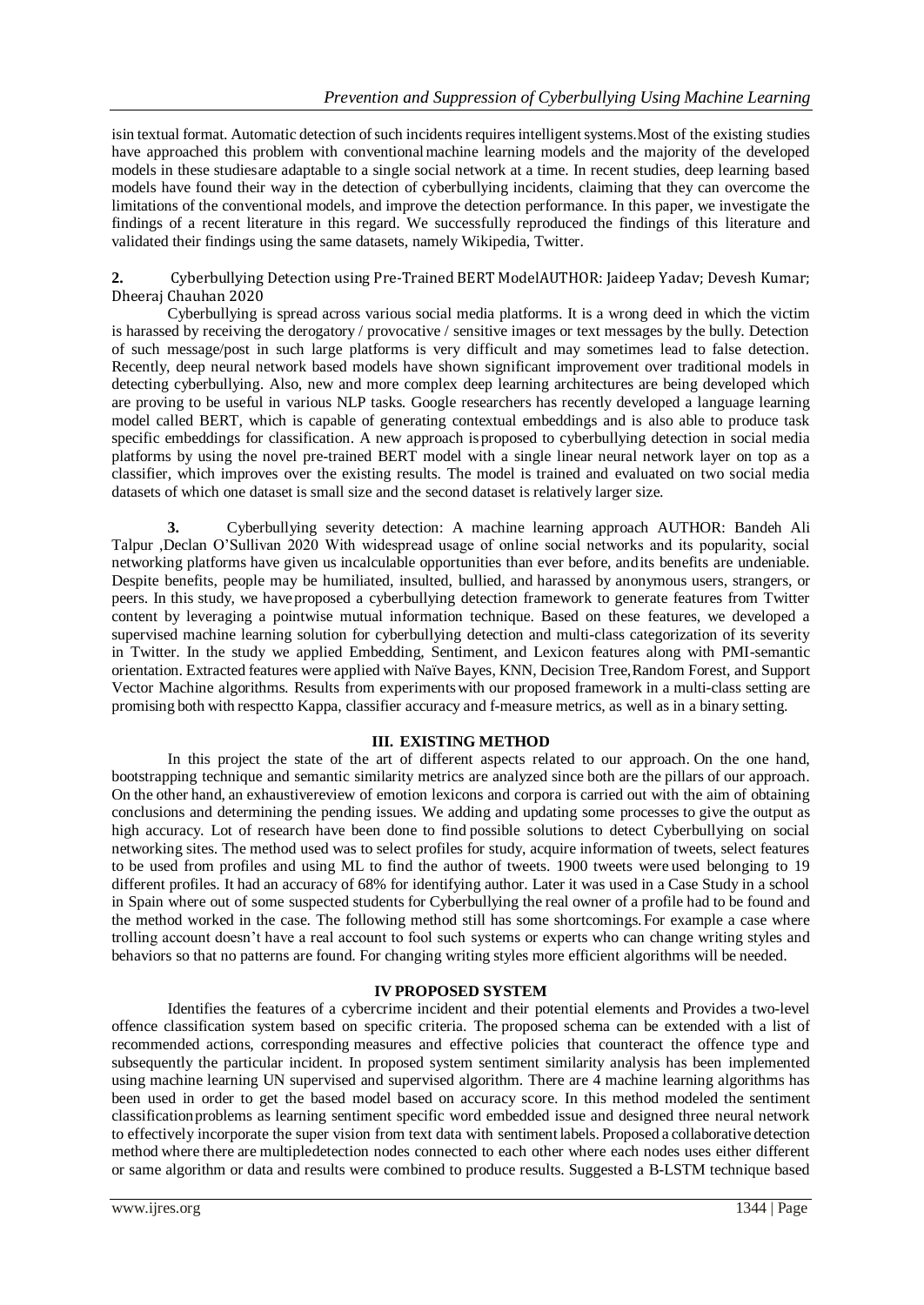isin textual format. Automatic detection of such incidents requires intelligent systems.Most of the existing studies have approached this problem with conventional machine learning models and the majority of the developed models in these studiesare adaptable to a single social network at a time. In recent studies, deep learning based models have found their way in the detection of cyberbullying incidents, claiming that they can overcome the limitations of the conventional models, and improve the detection performance. In this paper, we investigate the findings of a recent literature in this regard. We successfully reproduced the findings of this literature and validated their findings using the same datasets, namely Wikipedia, Twitter.

**2.** Cyberbullying Detection using Pre-Trained BERT ModelAUTHOR: Jaideep Yadav; Devesh Kumar; Dheeraj Chauhan 2020

Cyberbullying is spread across various social media platforms. It is a wrong deed in which the victim is harassed by receiving the derogatory / provocative / sensitive images or text messages by the bully. Detection of such message/post in such large platforms is very difficult and may sometimes lead to false detection. Recently, deep neural network based models have shown significant improvement over traditional models in detecting cyberbullying. Also, new and more complex deep learning architectures are being developed which are proving to be useful in various NLP tasks. Google researchers has recently developed a language learning model called BERT, which is capable of generating contextual embeddings and is also able to produce task specific embeddings for classification. A new approach isproposed to cyberbullying detection in social media platforms by using the novel pre-trained BERT model with a single linear neural network layer on top as a classifier, which improves over the existing results. The model is trained and evaluated on two social media datasets of which one dataset is small size and the second dataset is relatively larger size.

**3.** Cyberbullying severity detection: A machine learning approach AUTHOR: Bandeh Ali Talpur ,Declan O'Sullivan 2020 With widespread usage of online social networks and its popularity, social networking platforms have given us incalculable opportunities than ever before, andits benefits are undeniable. Despite benefits, people may be humiliated, insulted, bullied, and harassed by anonymous users, strangers, or peers. In this study, we haveproposed a cyberbullying detection framework to generate features from Twitter content by leveraging a pointwise mutual information technique. Based on these features, we developed a supervised machine learning solution for cyberbullying detection and multi-class categorization of its severity in Twitter. In the study we applied Embedding, Sentiment, and Lexicon features along with PMI-semantic orientation. Extracted features were applied with Naïve Bayes, KNN, Decision Tree,Random Forest, and Support Vector Machine algorithms. Results from experimentswith our proposed framework in a multi-class setting are promising both with respectto Kappa, classifier accuracy and f-measure metrics, as well as in a binary setting.

## III. EXISTING METHOD

In this project the state of the art of different aspects related to our approach. On the one hand, bootstrapping technique and semantic similarity metrics are analyzed since both are the pillars of our approach. On the other hand, an exhaustivereview of emotion lexicons and corpora is carried out with the aim of obtaining conclusions and determining the pending issues. We adding and updating some processes to give the output as high accuracy. Lot of research have been done to find possible solutions to detect Cyberbullying on social networking sites. The method used was to select profiles for study, acquire information of tweets, select features to be used from profiles and using ML to find the author of tweets. 1900 tweets were used belonging to 19 different profiles. It had an accuracy of 68% for identifying author. Later it was used in a Case Study in a school in Spain where out of some suspected students for Cyberbullying the real owner of a profile had to be found and the method worked in the case. The following method still has some shortcomings. For example a case where trolling account doesn't have a real account to fool such systems or experts who can change writing styles and behaviors so that no patterns are found. For changing writing styles more efficient algorithms will be needed.

## IV PROPOSED SYSTEM

Identifies the features of a cybercrime incident and their potential elements and Provides a two-level offence classification system based on specific criteria. The proposed schema can be extended with a list of recommended actions, corresponding measures and effective policies that counteract the offence type and subsequently the particular incident. In proposed system sentiment similarity analysis has been implemented using machine learning UN supervised and supervised algorithm. There are 4 machine learning algorithms has been used in order to get the based model based on accuracy score. In this method modeled the sentiment classificationproblems as learning sentiment specific word embedded issue and designed three neural network to effectively incorporate the super vision from text data with sentiment labels. Proposed a collaborative detection method where there are multipledetection nodes connected to each other where each nodes uses either different or same algorithm or data and results were combined to produce results. Suggested a B-LSTM technique based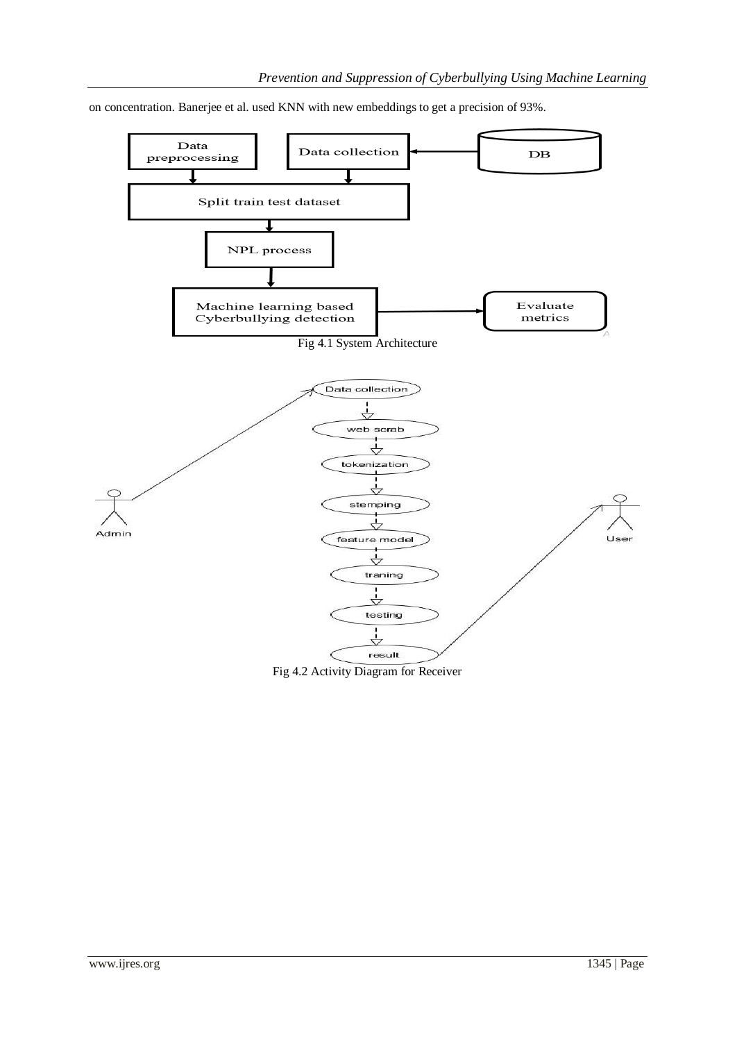on concentration. Banerjee et al. used KNN with new embeddings to get a precision of 93%.

Fig 4.1 System Architecture

Fig 4.2 Activity Diagram for Receiver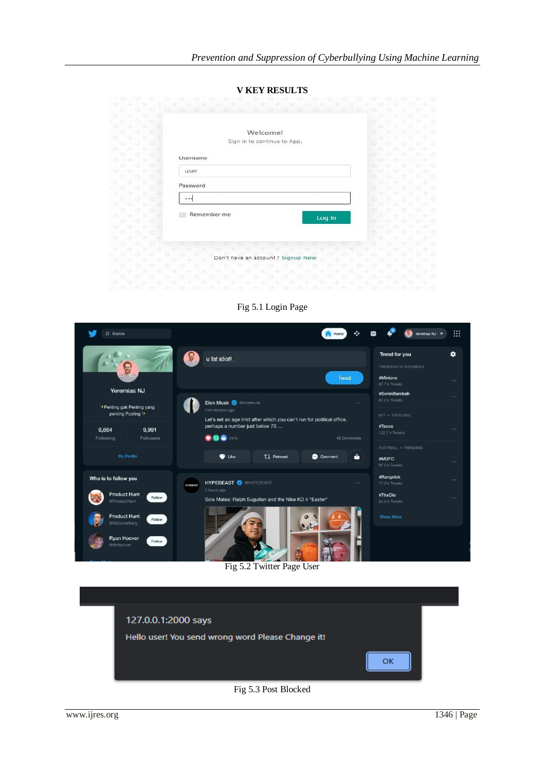## V KEY RESULTS

Fig 5.1 Login Page

Fig 5.2 Twitter Page User

Fig 5.3 Post Blocked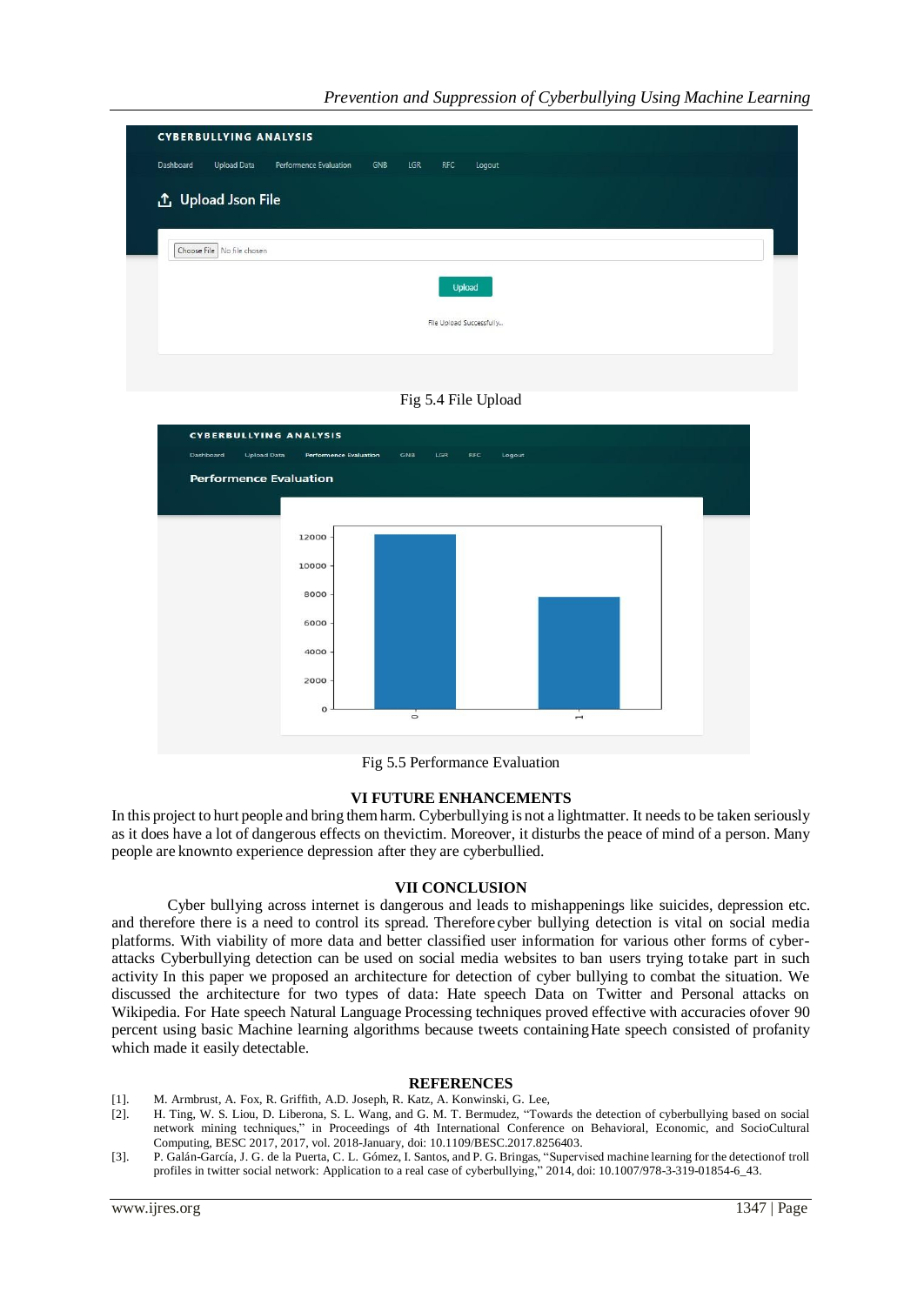Fig 5.4 File Upload

Fig 5.5 Performance Evaluation

## VI FUTURE ENHANCEMENTS

In this project to hurt people and bring them harm. Cyberbullying is not a lightmatter. It needs to be taken seriously as it does have a lot of dangerous effects on thevictim. Moreover, it disturbs the peace of mind of a person. Many people are knownto experience depression after they are cyberbullied.

## VII CONCLUSION

Cyber bullying across internet is dangerous and leads to mishappenings like suicides, depression etc. and therefore there is a need to control its spread. Therefore cyber bullying detection is vital on social media platforms. With viability of more data and better classified user information for various other forms of cyber-attacks Cyberbullying detection can be used on social media websites to ban users trying totake part in such activity In this paper we proposed an architecture for detection of cyber bullying to combat the situation. We discussed the architecture for two types of data: Hate speech Data on Twitter and Personal attacks on Wikipedia. For Hate speech Natural Language Processing techniques proved effective with accuracies ofover 90 percent using basic Machine learning algorithms because tweets containing Hate speech consisted of profanity which made it easily detectable.

## REFERENCES

[1]. M. Armbrust, A. Fox, R. Griffith, A.D. Joseph, R. Katz, A. Konwinski, G. Lee,

[2]. H. Ting, W. S. Liou, D. Liberona, S. L. Wang, and G. M. T. Bermudez, "Towards the detection of cyberbullying based on social network mining techniques," in Proceedings of 4th International Conference on Behavioral, Economic, and SocioCultural Computing, BESC 2017, 2017, vol. 2018-January, doi: 10.1109/BESC.2017.8256403.

[3]. P. Galán-García, J. G. de la Puerta, C. L. Gómez, I. Santos, and P. G. Bringas, "Supervised machine learning for the detectionof troll profiles in twitter social network: Application to a real case of cyberbullying," 2014, doi: 10.1007/978-3-319-01854-6_43.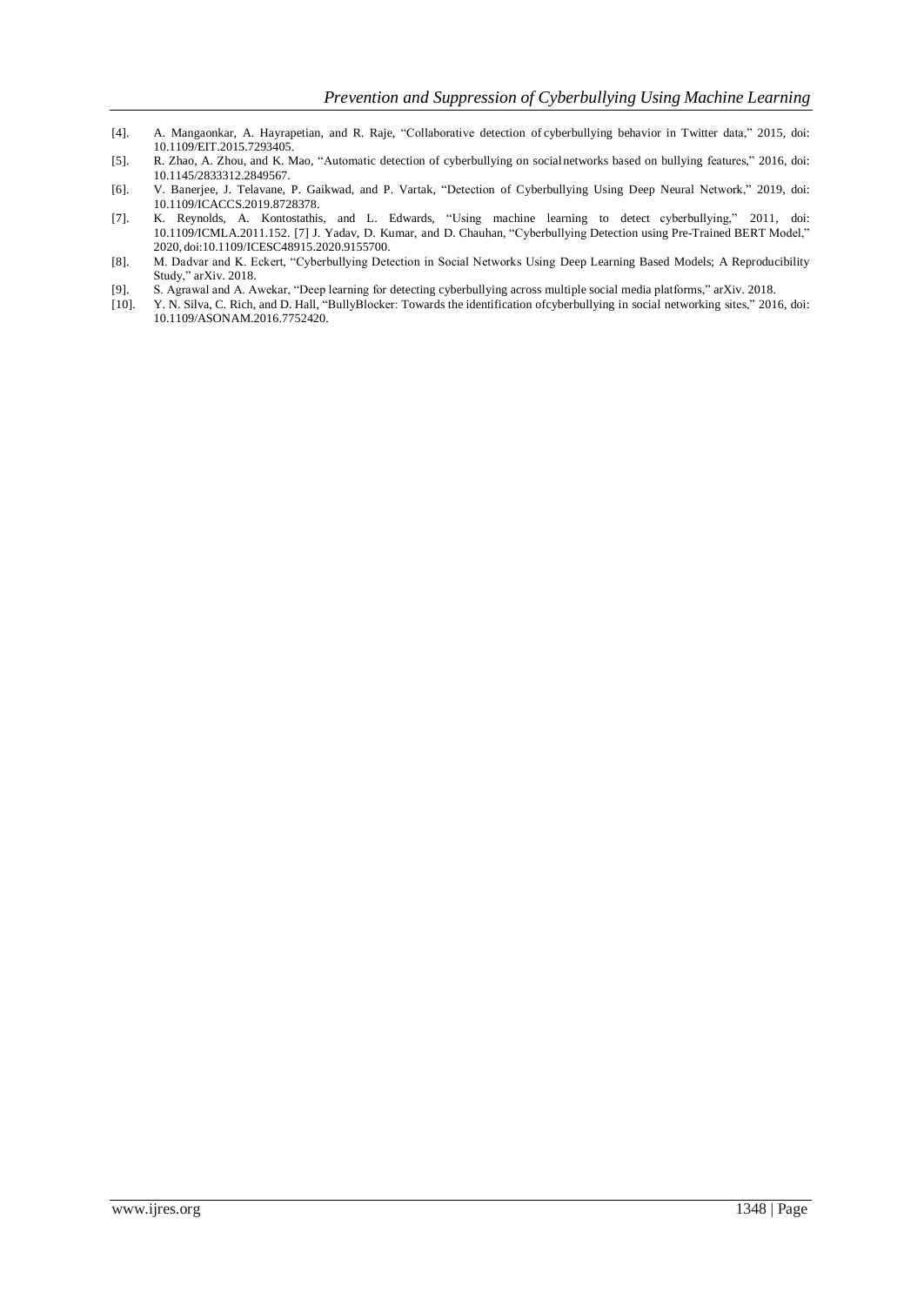[4]. A. Mangaonkar, A. Hayrapetian, and R. Raje, "Collaborative detection of cyberbullying behavior in Twitter data," 2015, doi: 10.1109/EIT.2015.7293405.

[5]. R. Zhao, A. Zhou, and K. Mao, "Automatic detection of cyberbullying on social networks based on bullying features," 2016, doi: 10.1145/2833312.2849567.

[6]. V. Banerjee, J. Telavane, P. Gaikwad, and P. Vartak, "Detection of Cyberbullying Using Deep Neural Network," 2019, doi: 10.1109/ICACCS.2019.8728378.

[7]. K. Reynolds, A. Kontostathis, and L. Edwards, "Using machine learning to detect cyberbullying," 2011, doi: 10.1109/ICMLA.2011.152. [7] J. Yadav, D. Kumar, and D. Chauhan, "Cyberbullying Detection using Pre-Trained BERT Model," 2020, doi:10.1109/ICESC48915.2020.9155700.

[8]. M. Dadvar and K. Eckert, "Cyberbullying Detection in Social Networks Using Deep Learning Based Models; A Reproducibility Study," arXiv. 2018.

[9]. S. Agrawal and A. Awekar, "Deep learning for detecting cyberbullying across multiple social media platforms," arXiv. 2018.

[10]. Y. N. Silva, C. Rich, and D. Hall, "BullyBlocker: Towards the identification ofcyberbullying in social networking sites," 2016, doi: 10.1109/ASONAM.2016.7752420.